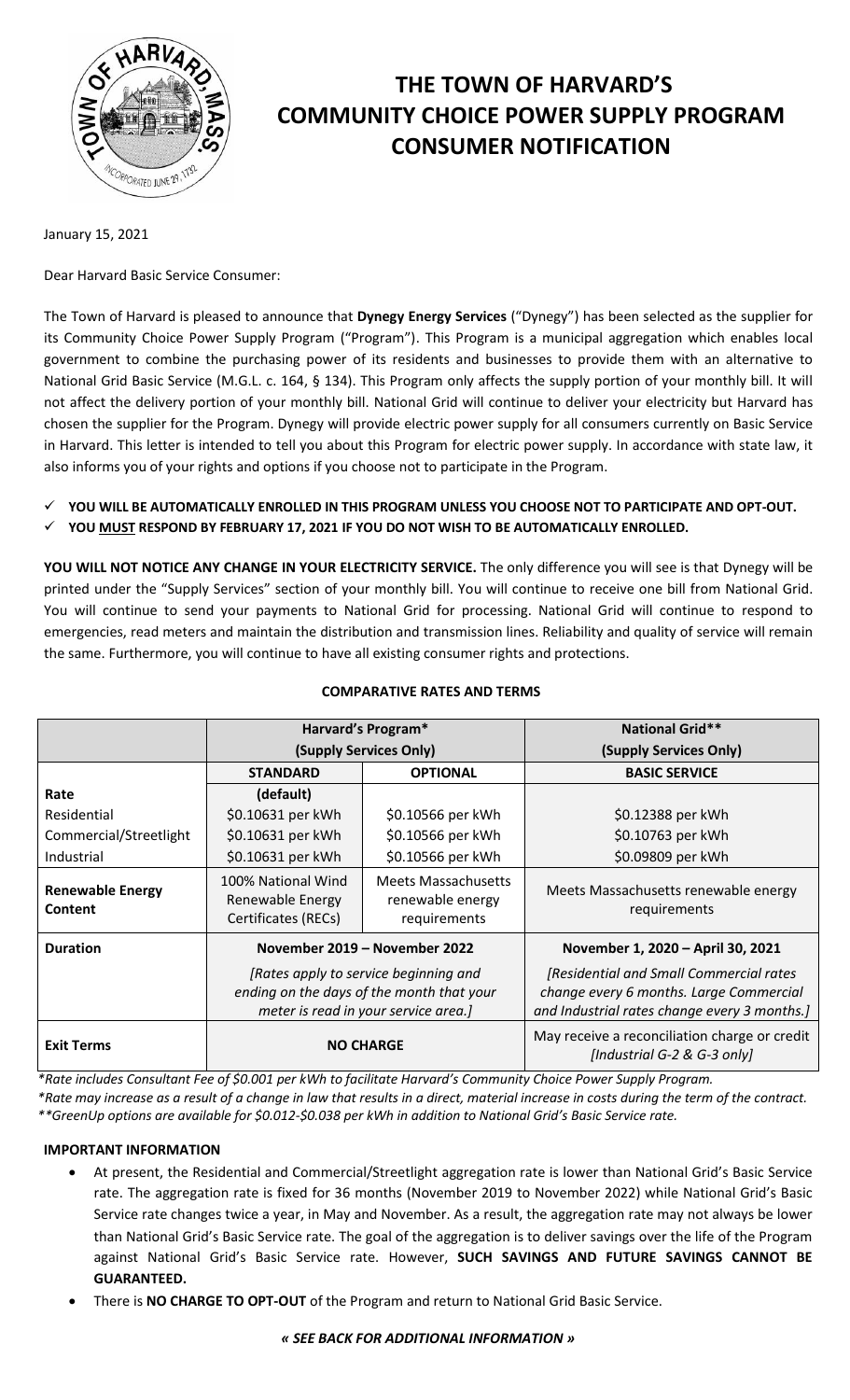# THE TOWN OF HARVARD'S COMMUNITY CHOICE POWER SUPPLY PROGRAM CONSUMER NOTIFICATION

January 15, 2021

Dear Harvard Basic Service Consumer:

The Town of Harvard is pleased to announce that **Dynegy Energy Services** ("Dynegy") has been selected as the supplier for its Community Choice Power Supply Program ("Program"). This Program is a municipal aggregation which enables local government to combine the purchasing power of its residents and businesses to provide them with an alternative to National Grid Basic Service (M.G.L. c. 164, § 134). This Program only affects the supply portion of your monthly bill. It will not affect the delivery portion of your monthly bill. National Grid will continue to deliver your electricity but Harvard has chosen the supplier for the Program. Dynegy will provide electric power supply for all consumers currently on Basic Service in Harvard. This letter is intended to tell you about this Program for electric power supply. In accordance with state law, it also informs you of your rights and options if you choose not to participate in the Program.

- ✓ **YOU WILL BE AUTOMATICALLY ENROLLED IN THIS PROGRAM UNLESS YOU CHOOSE NOT TO PARTICIPATE AND OPT-OUT.**
- ✓ **YOU MUST RESPOND BY FEBRUARY 17, 2021 IF YOU DO NOT WISH TO BE AUTOMATICALLY ENROLLED.**

**YOU WILL NOT NOTICE ANY CHANGE IN YOUR ELECTRICITY SERVICE.** The only difference you will see is that Dynegy will be printed under the "Supply Services" section of your monthly bill. You will continue to receive one bill from National Grid. You will continue to send your payments to National Grid for processing. National Grid will continue to respond to emergencies, read meters and maintain the distribution and transmission lines. Reliability and quality of service will remain the same. Furthermore, you will continue to have all existing consumer rights and protections.

**COMPARATIVE RATES AND TERMS**

| | Harvard's Program* (Supply Services Only) | | National Grid** (Supply Services Only) |
|---|---|---|---|
| | **STANDARD** | **OPTIONAL** | **BASIC SERVICE** |
| **Rate** | **(default)** | | |
| Residential | $0.10631 per kWh | $0.10566 per kWh | $0.12388 per kWh |
| Commercial/Streetlight | $0.10631 per kWh | $0.10566 per kWh | $0.10763 per kWh |
| Industrial | $0.10631 per kWh | $0.10566 per kWh | $0.09809 per kWh |
| **Renewable Energy Content** | 100% National Wind Renewable Energy Certificates (RECs) | Meets Massachusetts renewable energy requirements | Meets Massachusetts renewable energy requirements |
| **Duration** | **November 2019 – November 2022** *[Rates apply to service beginning and ending on the days of the month that your meter is read in your service area.]* | | **November 1, 2020 – April 30, 2021** *[Residential and Small Commercial rates change every 6 months. Large Commercial and Industrial rates change every 3 months.]* |
| **Exit Terms** | **NO CHARGE** | | May receive a reconciliation charge or credit *[Industrial G-2 & G-3 only]* |

*\*Rate includes Consultant Fee of $0.001 per kWh to facilitate Harvard's Community Choice Power Supply Program.*
*\*Rate may increase as a result of a change in law that results in a direct, material increase in costs during the term of the contract.*
*\*\*GreenUp options are available for $0.012-$0.038 per kWh in addition to National Grid's Basic Service rate.*

**IMPORTANT INFORMATION**

- At present, the Residential and Commercial/Streetlight aggregation rate is lower than National Grid's Basic Service rate. The aggregation rate is fixed for 36 months (November 2019 to November 2022) while National Grid's Basic Service rate changes twice a year, in May and November. As a result, the aggregation rate may not always be lower than National Grid's Basic Service rate. The goal of the aggregation is to deliver savings over the life of the Program against National Grid's Basic Service rate. However, **SUCH SAVINGS AND FUTURE SAVINGS CANNOT BE GUARANTEED.**
- There is **NO CHARGE TO OPT-OUT** of the Program and return to National Grid Basic Service.

***« SEE BACK FOR ADDITIONAL INFORMATION »***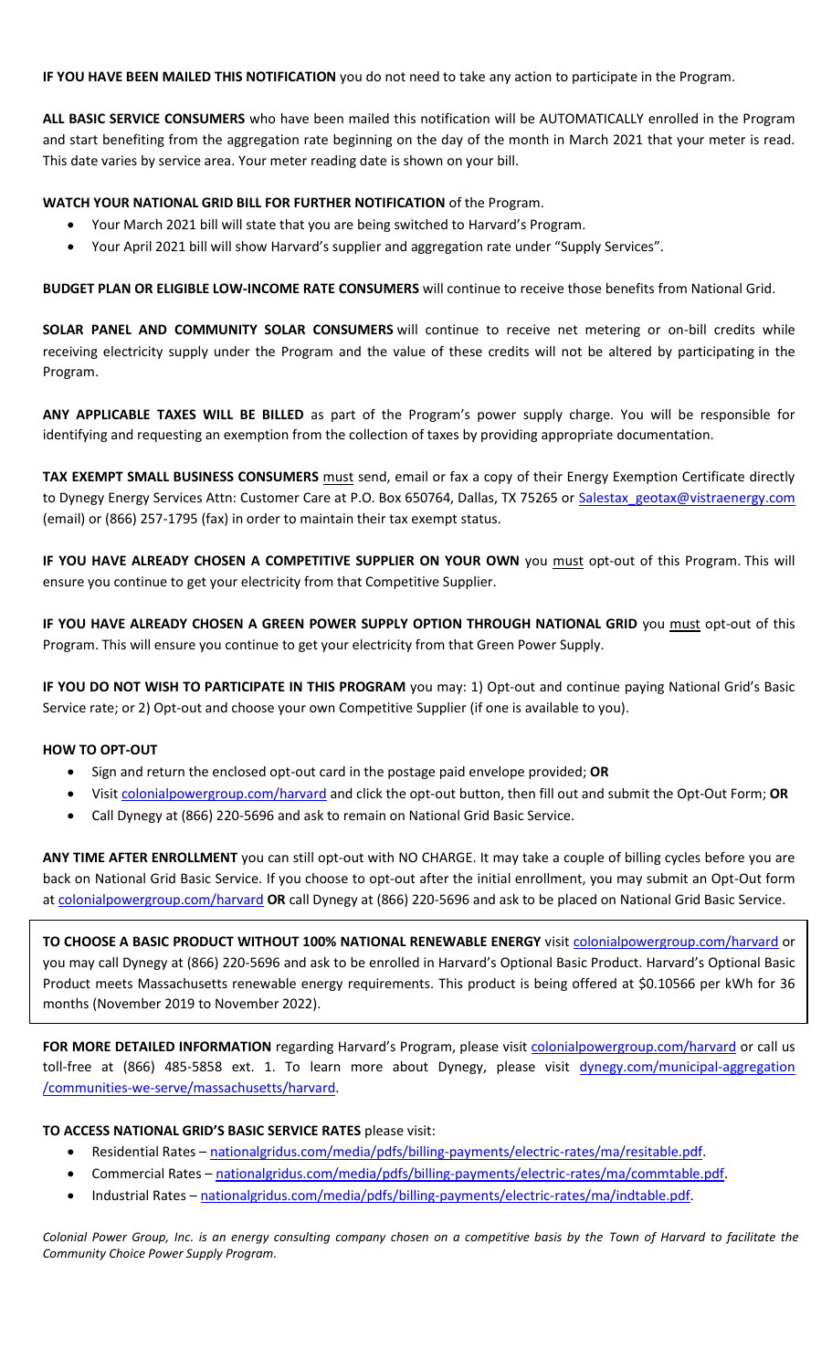**IF YOU HAVE BEEN MAILED THIS NOTIFICATION** you do not need to take any action to participate in the Program.

**ALL BASIC SERVICE CONSUMERS** who have been mailed this notification will be AUTOMATICALLY enrolled in the Program and start benefiting from the aggregation rate beginning on the day of the month in March 2021 that your meter is read. This date varies by service area. Your meter reading date is shown on your bill.

**WATCH YOUR NATIONAL GRID BILL FOR FURTHER NOTIFICATION** of the Program.

- Your March 2021 bill will state that you are being switched to Harvard's Program.
- Your April 2021 bill will show Harvard's supplier and aggregation rate under "Supply Services".

**BUDGET PLAN OR ELIGIBLE LOW-INCOME RATE CONSUMERS** will continue to receive those benefits from National Grid.

**SOLAR PANEL AND COMMUNITY SOLAR CONSUMERS** will continue to receive net metering or on-bill credits while receiving electricity supply under the Program and the value of these credits will not be altered by participating in the Program.

**ANY APPLICABLE TAXES WILL BE BILLED** as part of the Program's power supply charge. You will be responsible for identifying and requesting an exemption from the collection of taxes by providing appropriate documentation.

**TAX EXEMPT SMALL BUSINESS CONSUMERS** must send, email or fax a copy of their Energy Exemption Certificate directly to Dynegy Energy Services Attn: Customer Care at P.O. Box 650764, Dallas, TX 75265 or Salestax_geotax@vistraenergy.com (email) or (866) 257-1795 (fax) in order to maintain their tax exempt status.

**IF YOU HAVE ALREADY CHOSEN A COMPETITIVE SUPPLIER ON YOUR OWN** you must opt-out of this Program. This will ensure you continue to get your electricity from that Competitive Supplier.

**IF YOU HAVE ALREADY CHOSEN A GREEN POWER SUPPLY OPTION THROUGH NATIONAL GRID** you must opt-out of this Program. This will ensure you continue to get your electricity from that Green Power Supply.

**IF YOU DO NOT WISH TO PARTICIPATE IN THIS PROGRAM** you may: 1) Opt-out and continue paying National Grid's Basic Service rate; or 2) Opt-out and choose your own Competitive Supplier (if one is available to you).

**HOW TO OPT-OUT**

- Sign and return the enclosed opt-out card in the postage paid envelope provided; **OR**
- Visit colonialpowergroup.com/harvard and click the opt-out button, then fill out and submit the Opt-Out Form; **OR**
- Call Dynegy at (866) 220-5696 and ask to remain on National Grid Basic Service.

**ANY TIME AFTER ENROLLMENT** you can still opt-out with NO CHARGE. It may take a couple of billing cycles before you are back on National Grid Basic Service. If you choose to opt-out after the initial enrollment, you may submit an Opt-Out form at colonialpowergroup.com/harvard **OR** call Dynegy at (866) 220-5696 and ask to be placed on National Grid Basic Service.

**TO CHOOSE A BASIC PRODUCT WITHOUT 100% NATIONAL RENEWABLE ENERGY** visit colonialpowergroup.com/harvard or you may call Dynegy at (866) 220-5696 and ask to be enrolled in Harvard's Optional Basic Product. Harvard's Optional Basic Product meets Massachusetts renewable energy requirements. This product is being offered at $0.10566 per kWh for 36 months (November 2019 to November 2022).

**FOR MORE DETAILED INFORMATION** regarding Harvard's Program, please visit colonialpowergroup.com/harvard or call us toll-free at (866) 485-5858 ext. 1. To learn more about Dynegy, please visit dynegy.com/municipal-aggregation/communities-we-serve/massachusetts/harvard.

**TO ACCESS NATIONAL GRID'S BASIC SERVICE RATES** please visit:

- Residential Rates – nationalgridus.com/media/pdfs/billing-payments/electric-rates/ma/resitable.pdf.
- Commercial Rates – nationalgridus.com/media/pdfs/billing-payments/electric-rates/ma/commtable.pdf.
- Industrial Rates – nationalgridus.com/media/pdfs/billing-payments/electric-rates/ma/indtable.pdf.

*Colonial Power Group, Inc. is an energy consulting company chosen on a competitive basis by the Town of Harvard to facilitate the Community Choice Power Supply Program.*